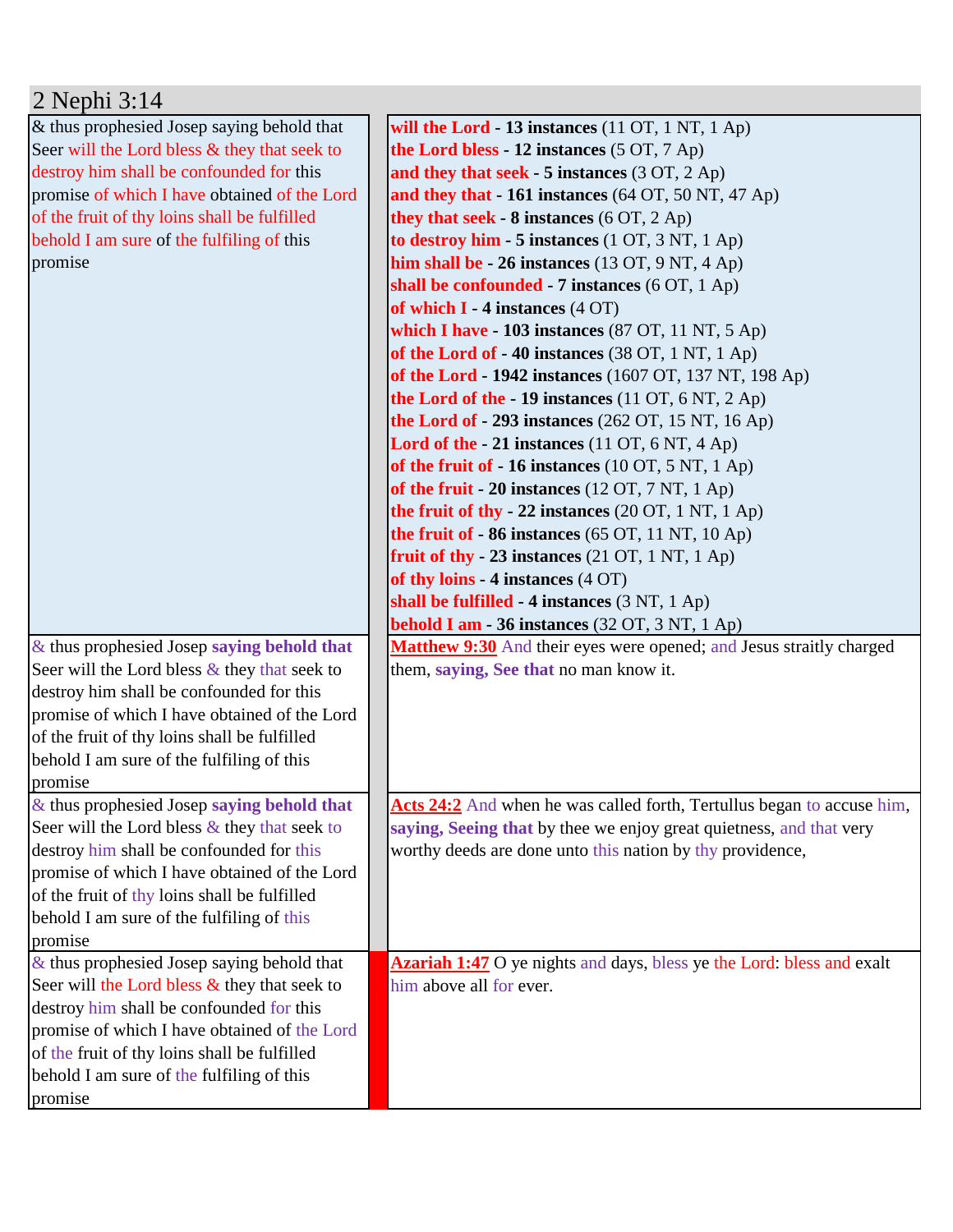# 2 Nephi 3:14

| | |
|---|---|
| & thus prophesied Josep saying behold that Seer will the Lord bless & they that seek to destroy him shall be confounded for this promise of which I have obtained of the Lord of the fruit of thy loins shall be fulfilled behold I am sure of the fulfiling of this promise | **will the Lord - 13 instances** (11 OT, 1 NT, 1 Ap)<br>**the Lord bless - 12 instances** (5 OT, 7 Ap)<br>**and they that seek - 5 instances** (3 OT, 2 Ap)<br>**and they that - 161 instances** (64 OT, 50 NT, 47 Ap)<br>**they that seek - 8 instances** (6 OT, 2 Ap)<br>**to destroy him - 5 instances** (1 OT, 3 NT, 1 Ap)<br>**him shall be - 26 instances** (13 OT, 9 NT, 4 Ap)<br>**shall be confounded - 7 instances** (6 OT, 1 Ap)<br>**of which I - 4 instances** (4 OT)<br>**which I have - 103 instances** (87 OT, 11 NT, 5 Ap)<br>**of the Lord of - 40 instances** (38 OT, 1 NT, 1 Ap)<br>**of the Lord - 1942 instances** (1607 OT, 137 NT, 198 Ap)<br>**the Lord of the - 19 instances** (11 OT, 6 NT, 2 Ap)<br>**the Lord of - 293 instances** (262 OT, 15 NT, 16 Ap)<br>**Lord of the - 21 instances** (11 OT, 6 NT, 4 Ap)<br>**of the fruit of - 16 instances** (10 OT, 5 NT, 1 Ap)<br>**of the fruit - 20 instances** (12 OT, 7 NT, 1 Ap)<br>**the fruit of thy - 22 instances** (20 OT, 1 NT, 1 Ap)<br>**the fruit of - 86 instances** (65 OT, 11 NT, 10 Ap)<br>**fruit of thy - 23 instances** (21 OT, 1 NT, 1 Ap)<br>**of thy loins - 4 instances** (4 OT)<br>**shall be fulfilled - 4 instances** (3 NT, 1 Ap)<br>**behold I am - 36 instances** (32 OT, 3 NT, 1 Ap) |
| & thus prophesied Josep **saying behold that** Seer will the Lord bless & they that seek to destroy him shall be confounded for this promise of which I have obtained of the Lord of the fruit of thy loins shall be fulfilled behold I am sure of the fulfiling of this promise | **Matthew 9:30** And their eyes were opened; and Jesus straitly charged them, **saying, See that** no man know it. |
| & thus prophesied Josep **saying behold that** Seer will the Lord bless & they that seek to destroy him shall be confounded for this promise of which I have obtained of the Lord of the fruit of thy loins shall be fulfilled behold I am sure of the fulfiling of this promise | **Acts 24:2** And when he was called forth, Tertullus began to accuse him, **saying, Seeing that** by thee we enjoy great quietness, and that very worthy deeds are done unto this nation by thy providence, |
| & thus prophesied Josep saying behold that Seer will the Lord bless & they that seek to destroy him shall be confounded for this promise of which I have obtained of the Lord of the fruit of thy loins shall be fulfilled behold I am sure of the fulfiling of this promise | **Azariah 1:47** O ye nights and days, bless ye the Lord: bless and exalt him above all for ever. |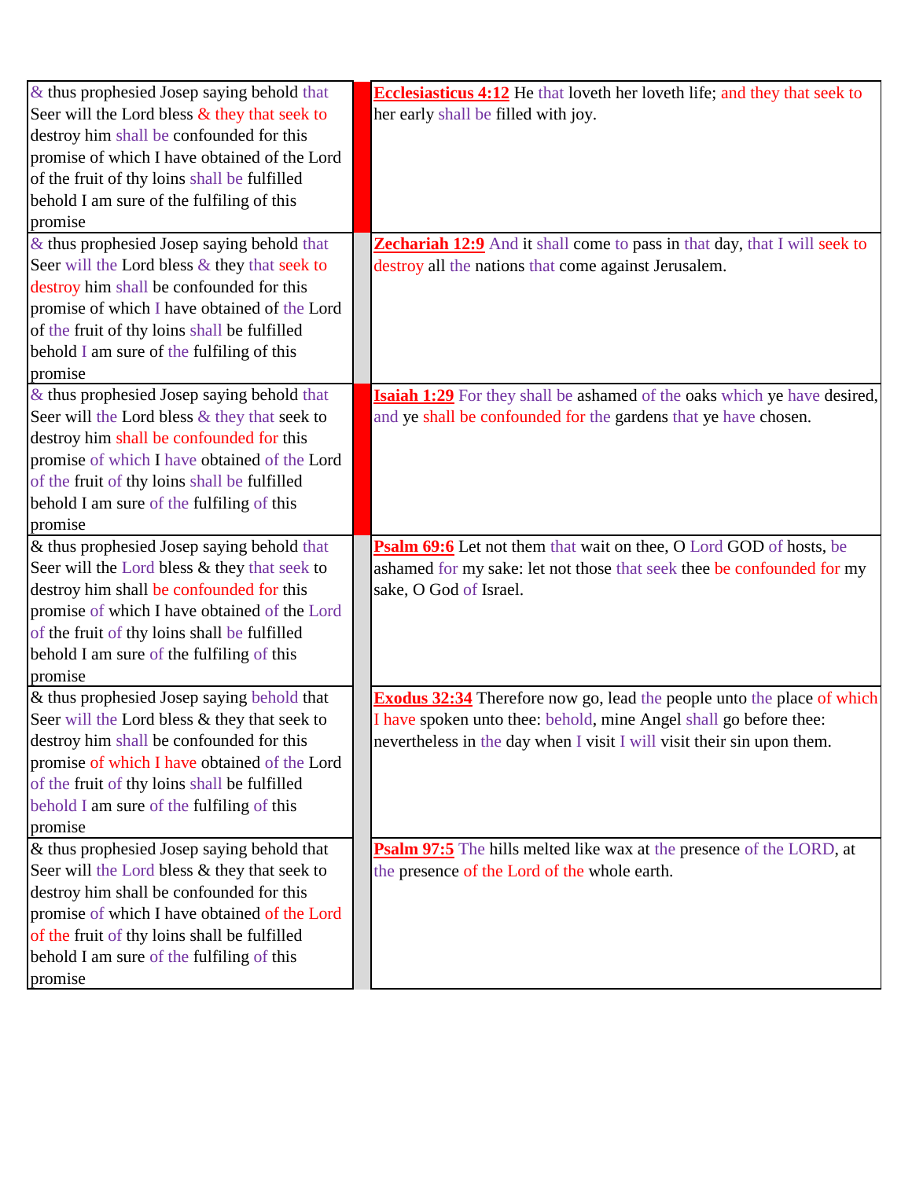| | | |
|---|---|---|
| & thus prophesied Josep saying behold that Seer will the Lord bless & they that seek to destroy him shall be confounded for this promise of which I have obtained of the Lord of the fruit of thy loins shall be fulfilled behold I am sure of the fulfiling of this promise | | **Ecclesiasticus 4:12** He that loveth her loveth life; and they that seek to her early shall be filled with joy. |
| & thus prophesied Josep saying behold that Seer will the Lord bless & they that seek to destroy him shall be confounded for this promise of which I have obtained of the Lord of the fruit of thy loins shall be fulfilled behold I am sure of the fulfiling of this promise | | **Zechariah 12:9** And it shall come to pass in that day, that I will seek to destroy all the nations that come against Jerusalem. |
| & thus prophesied Josep saying behold that Seer will the Lord bless & they that seek to destroy him shall be confounded for this promise of which I have obtained of the Lord of the fruit of thy loins shall be fulfilled behold I am sure of the fulfiling of this promise | | **Isaiah 1:29** For they shall be ashamed of the oaks which ye have desired, and ye shall be confounded for the gardens that ye have chosen. |
| & thus prophesied Josep saying behold that Seer will the Lord bless & they that seek to destroy him shall be confounded for this promise of which I have obtained of the Lord of the fruit of thy loins shall be fulfilled behold I am sure of the fulfiling of this promise | | **Psalm 69:6** Let not them that wait on thee, O Lord GOD of hosts, be ashamed for my sake: let not those that seek thee be confounded for my sake, O God of Israel. |
| & thus prophesied Josep saying behold that Seer will the Lord bless & they that seek to destroy him shall be confounded for this promise of which I have obtained of the Lord of the fruit of thy loins shall be fulfilled behold I am sure of the fulfiling of this promise | | **Exodus 32:34** Therefore now go, lead the people unto the place of which I have spoken unto thee: behold, mine Angel shall go before thee: nevertheless in the day when I visit I will visit their sin upon them. |
| & thus prophesied Josep saying behold that Seer will the Lord bless & they that seek to destroy him shall be confounded for this promise of which I have obtained of the Lord of the fruit of thy loins shall be fulfilled behold I am sure of the fulfiling of this promise | | **Psalm 97:5** The hills melted like wax at the presence of the LORD, at the presence of the Lord of the whole earth. |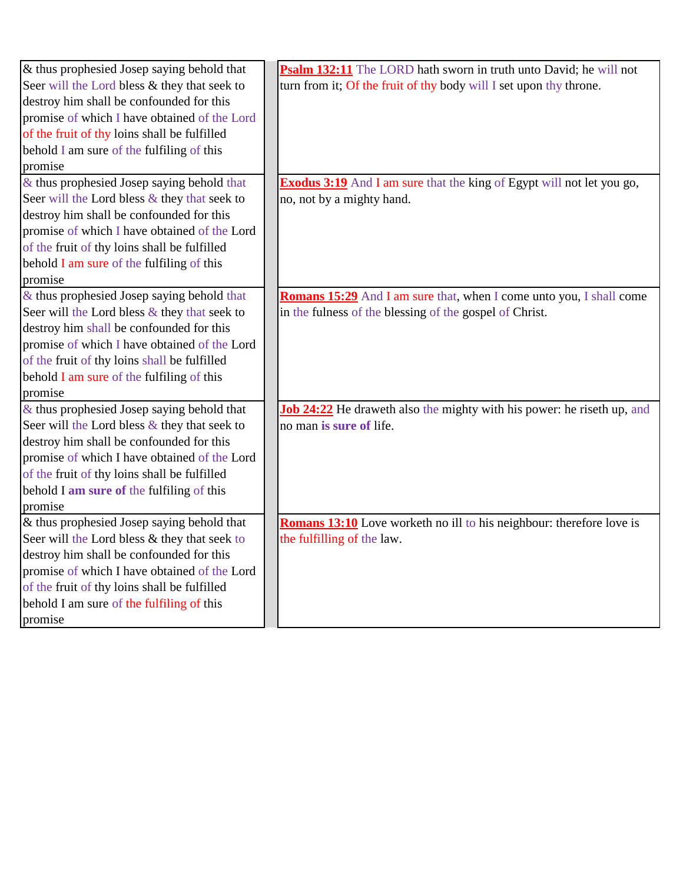| | |
|---|---|
| & thus prophesied Josep saying behold that Seer will the Lord bless & they that seek to destroy him shall be confounded for this promise of which I have obtained of the Lord of the fruit of thy loins shall be fulfilled behold I am sure of the fulfiling of this promise | **Psalm 132:11** The LORD hath sworn in truth unto David; he will not turn from it; Of the fruit of thy body will I set upon thy throne. |
| & thus prophesied Josep saying behold that Seer will the Lord bless & they that seek to destroy him shall be confounded for this promise of which I have obtained of the Lord of the fruit of thy loins shall be fulfilled behold I am sure of the fulfiling of this promise | **Exodus 3:19** And I am sure that the king of Egypt will not let you go, no, not by a mighty hand. |
| & thus prophesied Josep saying behold that Seer will the Lord bless & they that seek to destroy him shall be confounded for this promise of which I have obtained of the Lord of the fruit of thy loins shall be fulfilled behold I am sure of the fulfiling of this promise | **Romans 15:29** And I am sure that, when I come unto you, I shall come in the fulness of the blessing of the gospel of Christ. |
| & thus prophesied Josep saying behold that Seer will the Lord bless & they that seek to destroy him shall be confounded for this promise of which I have obtained of the Lord of the fruit of thy loins shall be fulfilled behold I **am sure of** the fulfiling of this promise | **Job 24:22** He draweth also the mighty with his power: he riseth up, and no man **is sure of** life. |
| & thus prophesied Josep saying behold that Seer will the Lord bless & they that seek to destroy him shall be confounded for this promise of which I have obtained of the Lord of the fruit of thy loins shall be fulfilled behold I am sure of the fulfiling of this promise | **Romans 13:10** Love worketh no ill to his neighbour: therefore love is the fulfilling of the law. |